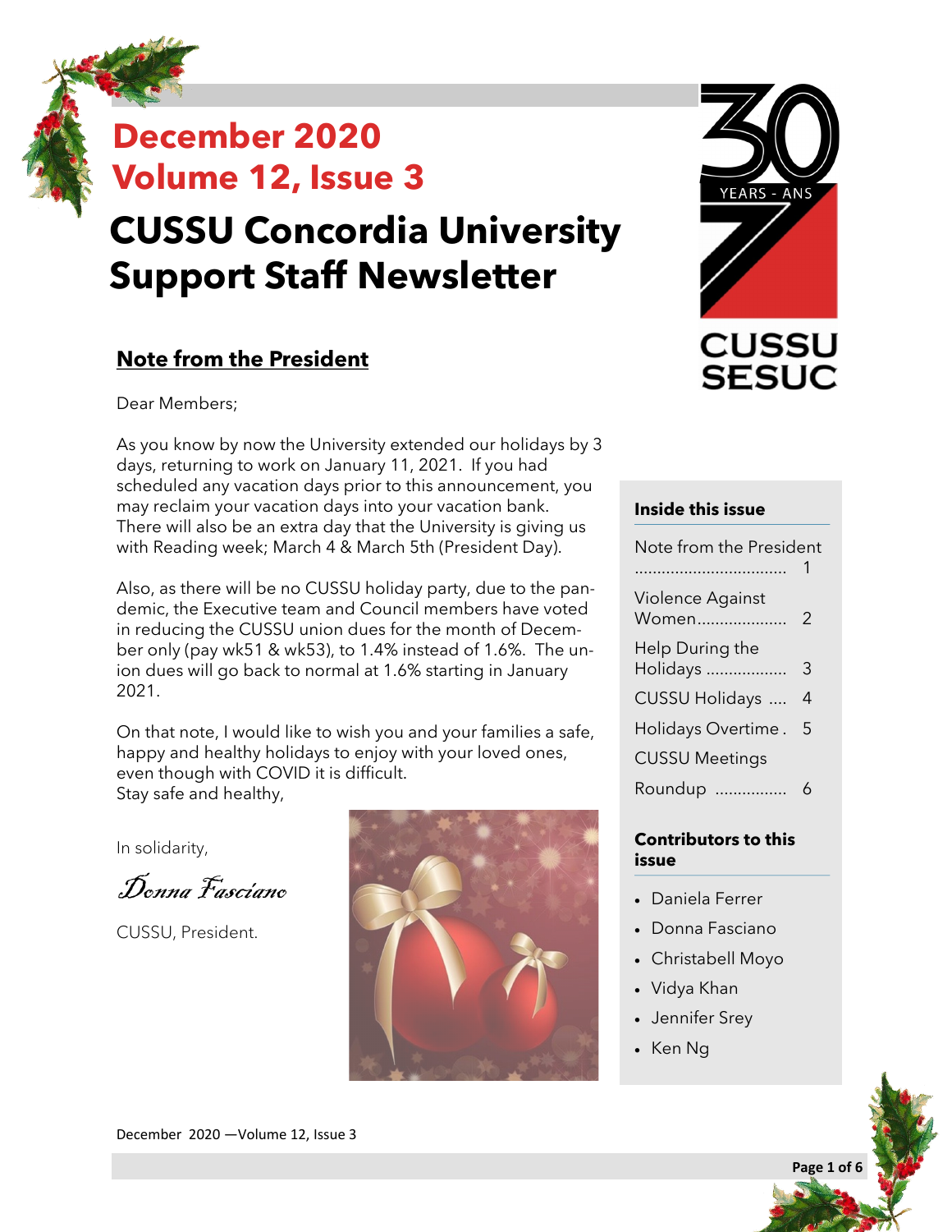# December 2020
# Volume 12, Issue 3

# CUSSU Concordia University Support Staff Newsletter

30 YEARS - ANS

CUSSU SESUC

## Note from the President

Dear Members;

As you know by now the University extended our holidays by 3 days, returning to work on January 11, 2021. If you had scheduled any vacation days prior to this announcement, you may reclaim your vacation days into your vacation bank. There will also be an extra day that the University is giving us with Reading week; March 4 & March 5th (President Day).

Also, as there will be no CUSSU holiday party, due to the pandemic, the Executive team and Council members have voted in reducing the CUSSU union dues for the month of December only (pay wk51 & wk53), to 1.4% instead of 1.6%. The union dues will go back to normal at 1.6% starting in January 2021.

On that note, I would like to wish you and your families a safe, happy and healthy holidays to enjoy with your loved ones, even though with COVID it is difficult.
Stay safe and healthy,

In solidarity,

*Donna Fasciano*

CUSSU, President.

### Inside this issue

- Note from the President .................................. 1
- Violence Against Women.................... 2
- Help During the Holidays .................. 3
- CUSSU Holidays .... 4
- Holidays Overtime . 5
- CUSSU Meetings
- Roundup ................ 6

### Contributors to this issue

- Daniela Ferrer
- Donna Fasciano
- Christabell Moyo
- Vidya Khan
- Jennifer Srey
- Ken Ng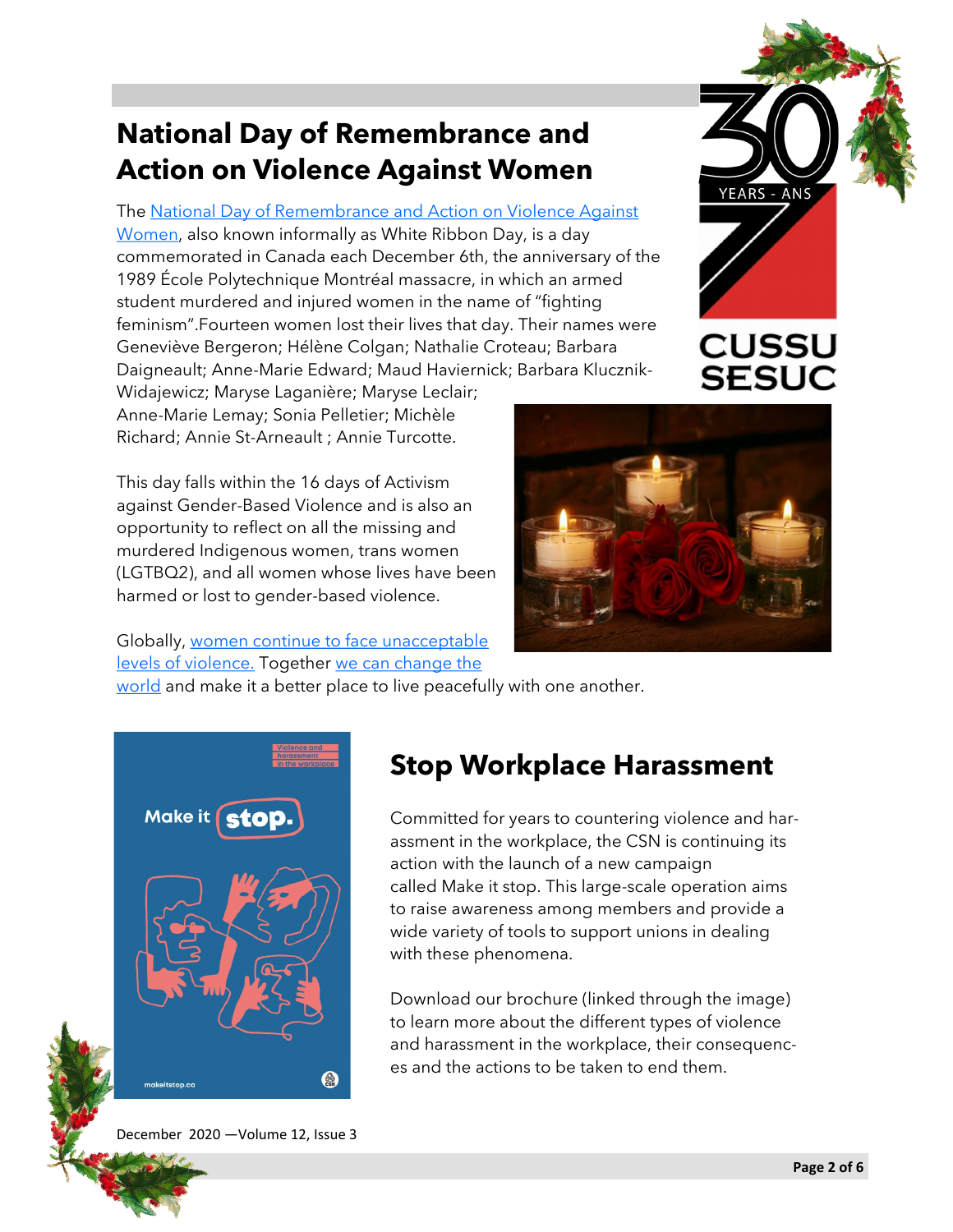## National Day of Remembrance and Action on Violence Against Women

The National Day of Remembrance and Action on Violence Against Women, also known informally as White Ribbon Day, is a day commemorated in Canada each December 6th, the anniversary of the 1989 École Polytechnique Montréal massacre, in which an armed student murdered and injured women in the name of "fighting feminism".Fourteen women lost their lives that day. Their names were Geneviève Bergeron; Hélène Colgan; Nathalie Croteau; Barbara Daigneault; Anne-Marie Edward; Maud Haviernick; Barbara Klucznik-Widajewicz; Maryse Laganière; Maryse Leclair; Anne-Marie Lemay; Sonia Pelletier; Michèle Richard; Annie St-Arneault ; Annie Turcotte.

This day falls within the 16 days of Activism against Gender-Based Violence and is also an opportunity to reflect on all the missing and murdered Indigenous women, trans women (LGTBQ2), and all women whose lives have been harmed or lost to gender-based violence.

Globally, women continue to face unacceptable levels of violence. Together we can change the world and make it a better place to live peacefully with one another.

## Stop Workplace Harassment

Committed for years to countering violence and harassment in the workplace, the CSN is continuing its action with the launch of a new campaign called Make it stop. This large-scale operation aims to raise awareness among members and provide a wide variety of tools to support unions in dealing with these phenomena.

Download our brochure (linked through the image) to learn more about the different types of violence and harassment in the workplace, their consequences and the actions to be taken to end them.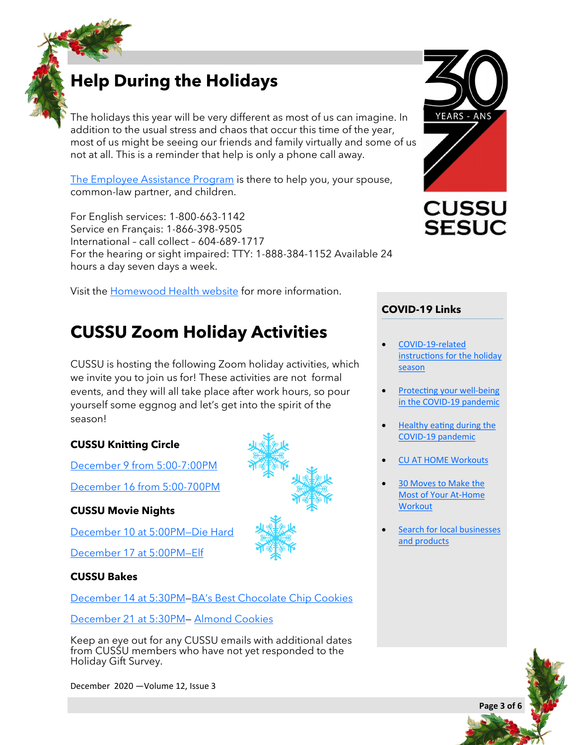# Help During the Holidays

The holidays this year will be very different as most of us can imagine. In addition to the usual stress and chaos that occur this time of the year, most of us might be seeing our friends and family virtually and some of us not at all. This is a reminder that help is only a phone call away.

The Employee Assistance Program is there to help you, your spouse, common-law partner, and children.

For English services: 1-800-663-1142
Service en Français: 1-866-398-9505
International – call collect – 604-689-1717
For the hearing or sight impaired: TTY: 1-888-384-1152 Available 24 hours a day seven days a week.

Visit the Homewood Health website for more information.

# CUSSU Zoom Holiday Activities

CUSSU is hosting the following Zoom holiday activities, which we invite you to join us for! These activities are not formal events, and they will all take place after work hours, so pour yourself some eggnog and let's get into the spirit of the season!

**CUSSU Knitting Circle**

December 9 from 5:00-7:00PM

December 16 from 5:00-700PM

**CUSSU Movie Nights**

December 10 at 5:00PM–Die Hard

December 17 at 5:00PM–Elf

**CUSSU Bakes**

December 14 at 5:30PM–BA's Best Chocolate Chip Cookies

December 21 at 5:30PM– Almond Cookies

Keep an eye out for any CUSSU emails with additional dates from CUSSU members who have not yet responded to the Holiday Gift Survey.

## COVID-19 Links

- COVID-19-related instructions for the holiday season
- Protecting your well-being in the COVID-19 pandemic
- Healthy eating during the COVID-19 pandemic
- CU AT HOME Workouts
- 30 Moves to Make the Most of Your At-Home Workout
- Search for local businesses and products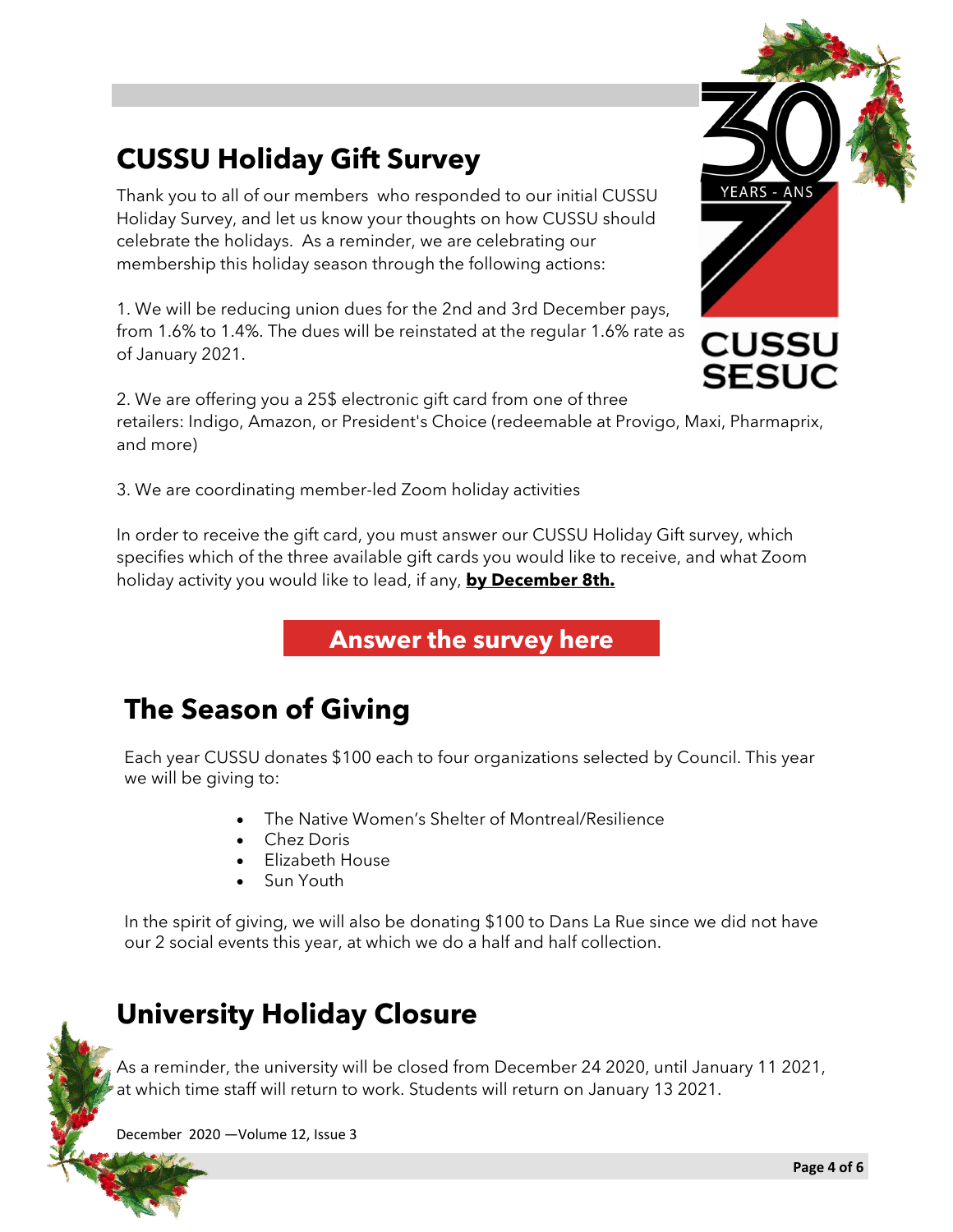## CUSSU Holiday Gift Survey

Thank you to all of our members who responded to our initial CUSSU Holiday Survey, and let us know your thoughts on how CUSSU should celebrate the holidays. As a reminder, we are celebrating our membership this holiday season through the following actions:

1. We will be reducing union dues for the 2nd and 3rd December pays, from 1.6% to 1.4%. The dues will be reinstated at the regular 1.6% rate as of January 2021.

2. We are offering you a 25$ electronic gift card from one of three retailers: Indigo, Amazon, or President's Choice (redeemable at Provigo, Maxi, Pharmaprix, and more)

3. We are coordinating member-led Zoom holiday activities

In order to receive the gift card, you must answer our CUSSU Holiday Gift survey, which specifies which of the three available gift cards you would like to receive, and what Zoom holiday activity you would like to lead, if any, **by December 8th.**

**Answer the survey here**

## The Season of Giving

Each year CUSSU donates $100 each to four organizations selected by Council. This year we will be giving to:

- The Native Women's Shelter of Montreal/Resilience
- Chez Doris
- Elizabeth House
- Sun Youth

In the spirit of giving, we will also be donating $100 to Dans La Rue since we did not have our 2 social events this year, at which we do a half and half collection.

## University Holiday Closure

As a reminder, the university will be closed from December 24 2020, until January 11 2021, at which time staff will return to work. Students will return on January 13 2021.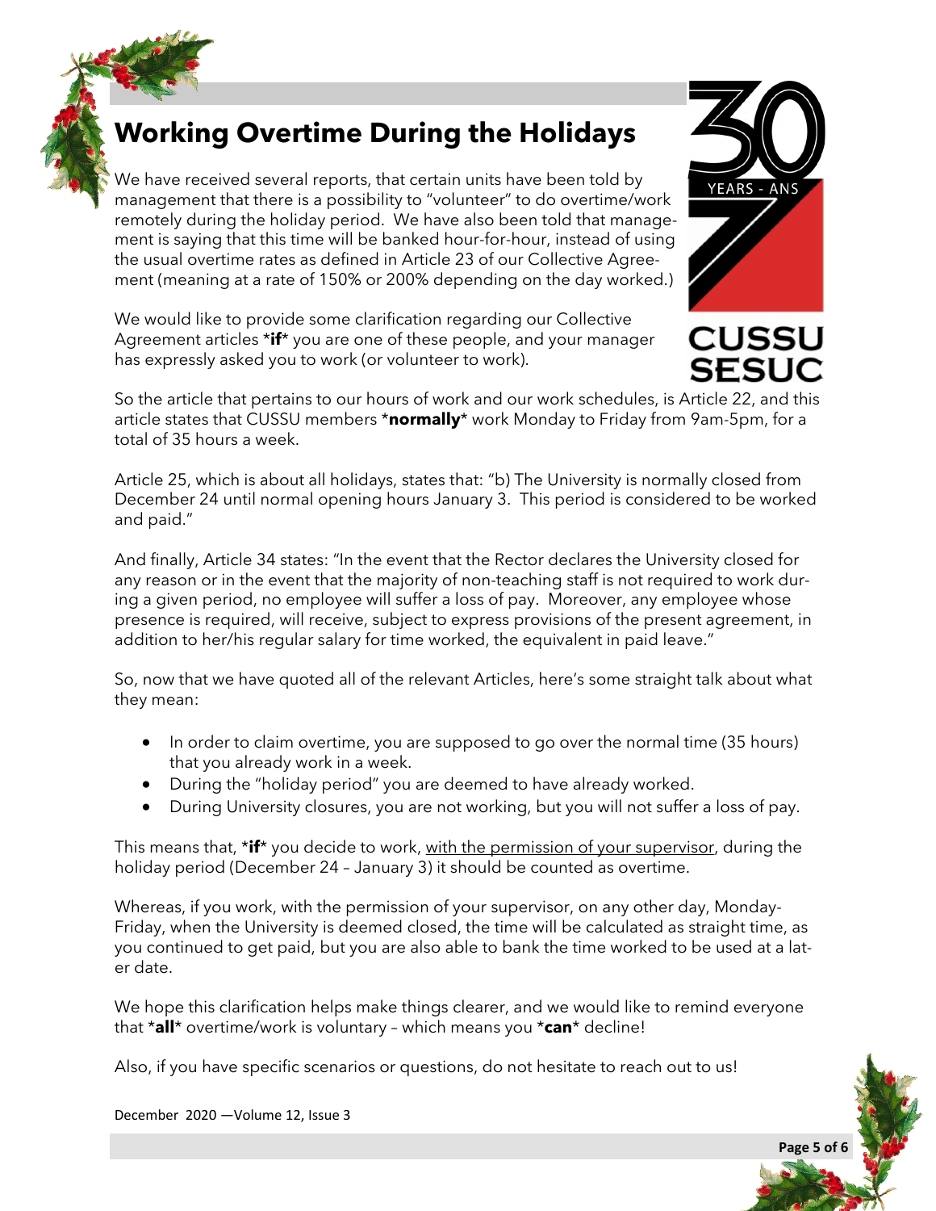# Working Overtime During the Holidays

We have received several reports, that certain units have been told by management that there is a possibility to "volunteer" to do overtime/work remotely during the holiday period. We have also been told that management is saying that this time will be banked hour-for-hour, instead of using the usual overtime rates as defined in Article 23 of our Collective Agreement (meaning at a rate of 150% or 200% depending on the day worked.)

We would like to provide some clarification regarding our Collective Agreement articles \***if**\* you are one of these people, and your manager has expressly asked you to work (or volunteer to work).

So the article that pertains to our hours of work and our work schedules, is Article 22, and this article states that CUSSU members \***normally**\* work Monday to Friday from 9am-5pm, for a total of 35 hours a week.

Article 25, which is about all holidays, states that: "b) The University is normally closed from December 24 until normal opening hours January 3. This period is considered to be worked and paid."

And finally, Article 34 states: "In the event that the Rector declares the University closed for any reason or in the event that the majority of non-teaching staff is not required to work during a given period, no employee will suffer a loss of pay. Moreover, any employee whose presence is required, will receive, subject to express provisions of the present agreement, in addition to her/his regular salary for time worked, the equivalent in paid leave."

So, now that we have quoted all of the relevant Articles, here's some straight talk about what they mean:

- In order to claim overtime, you are supposed to go over the normal time (35 hours) that you already work in a week.
- During the "holiday period" you are deemed to have already worked.
- During University closures, you are not working, but you will not suffer a loss of pay.

This means that, \***if**\* you decide to work, <u>with the permission of your supervisor</u>, during the holiday period (December 24 – January 3) it should be counted as overtime.

Whereas, if you work, with the permission of your supervisor, on any other day, Monday-Friday, when the University is deemed closed, the time will be calculated as straight time, as you continued to get paid, but you are also able to bank the time worked to be used at a later date.

We hope this clarification helps make things clearer, and we would like to remind everyone that \***all**\* overtime/work is voluntary – which means you \***can**\* decline!

Also, if you have specific scenarios or questions, do not hesitate to reach out to us!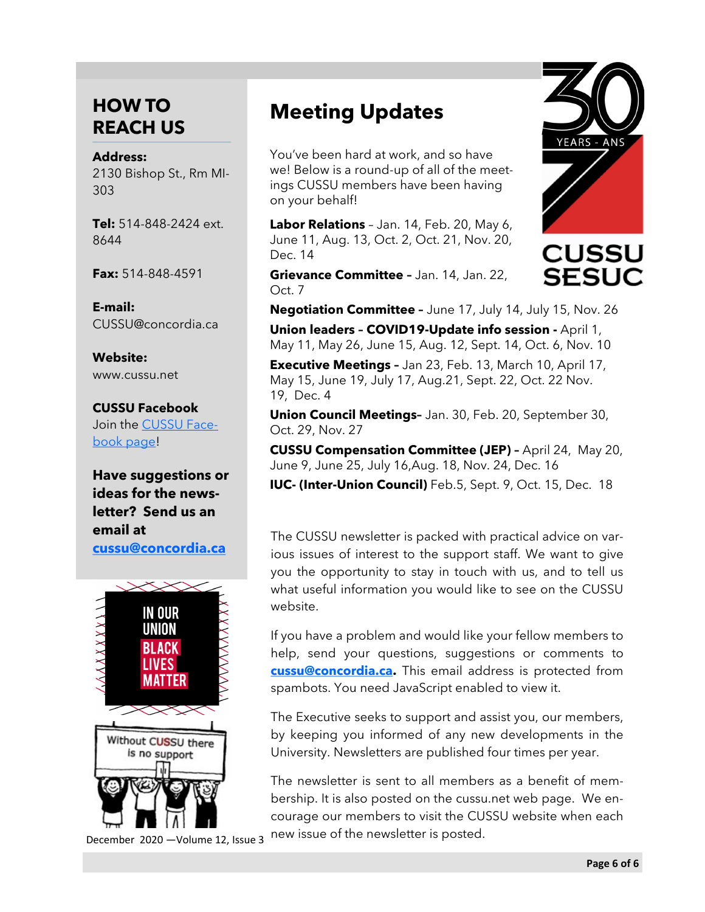## HOW TO REACH US

**Address:**
2130 Bishop St., Rm MI-303

**Tel:** 514-848-2424 ext. 8644

**Fax:** 514-848-4591

**E-mail:**
CUSSU@concordia.ca

**Website:**
www.cussu.net

**CUSSU Facebook**
Join the CUSSU Facebook page!

**Have suggestions or ideas for the newsletter? Send us an email at cussu@concordia.ca**

December 2020 —Volume 12, Issue 3

# Meeting Updates

You've been hard at work, and so have we! Below is a round-up of all of the meetings CUSSU members have been having on your behalf!

**Labor Relations** – Jan. 14, Feb. 20, May 6, June 11, Aug. 13, Oct. 2, Oct. 21, Nov. 20, Dec. 14

**Grievance Committee –** Jan. 14, Jan. 22, Oct. 7

**Negotiation Committee –** June 17, July 14, July 15, Nov. 26

**Union leaders – COVID19-Update info session -** April 1, May 11, May 26, June 15, Aug. 12, Sept. 14, Oct. 6, Nov. 10

**Executive Meetings –** Jan 23, Feb. 13, March 10, April 17, May 15, June 19, July 17, Aug.21, Sept. 22, Oct. 22 Nov. 19, Dec. 4

**Union Council Meetings–** Jan. 30, Feb. 20, September 30, Oct. 29, Nov. 27

**CUSSU Compensation Committee (JEP) –** April 24, May 20, June 9, June 25, July 16, Aug. 18, Nov. 24, Dec. 16

**IUC- (Inter-Union Council)** Feb.5, Sept. 9, Oct. 15, Dec. 18

The CUSSU newsletter is packed with practical advice on various issues of interest to the support staff. We want to give you the opportunity to stay in touch with us, and to tell us what useful information you would like to see on the CUSSU website.

If you have a problem and would like your fellow members to help, send your questions, suggestions or comments to **cussu@concordia.ca**. This email address is protected from spambots. You need JavaScript enabled to view it.

The Executive seeks to support and assist you, our members, by keeping you informed of any new developments in the University. Newsletters are published four times per year.

The newsletter is sent to all members as a benefit of membership. It is also posted on the cussu.net web page. We encourage our members to visit the CUSSU website when each new issue of the newsletter is posted.